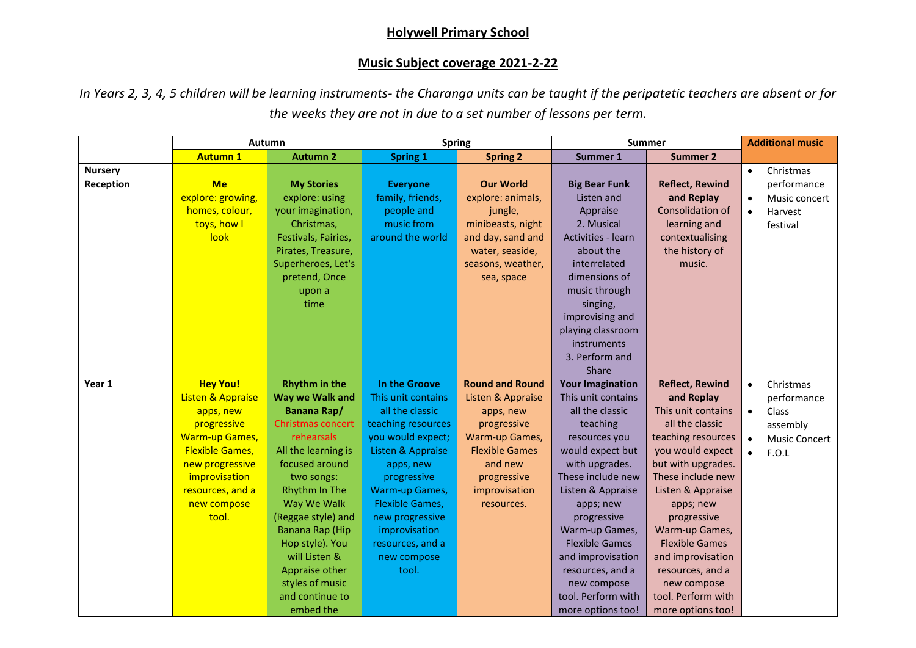# Holywell Primary School

## Music Subject coverage 2021-2-22

*In Years 2, 3, 4, 5 children will be learning instruments- the Charanga units can be taught if the peripatetic teachers are absent or for the weeks they are not in due to a set number of lessons per term.*

| | Autumn | | Spring | | Summer | | Additional music |
|---|---|---|---|---|---|---|---|
| | **Autumn 1** | **Autumn 2** | **Spring 1** | **Spring 2** | **Summer 1** | **Summer 2** | |
| **Nursery** | | | | | | | • Christmas performance<br>• Music concert<br>• Harvest festival |
| **Reception** | **Me**<br>explore: growing, homes, colour, toys, how I look | **My Stories**<br>explore: using your imagination, Christmas, Festivals, Fairies, Pirates, Treasure, Superheroes, Let's pretend, Once upon a time | **Everyone**<br>family, friends, people and music from around the world | **Our World**<br>explore: animals, jungle, minibeasts, night and day, sand and water, seaside, seasons, weather, sea, space | **Big Bear Funk**<br>Listen and Appraise<br>2. Musical Activities - learn about the interrelated dimensions of music through singing, improvising and playing classroom instruments<br>3. Perform and Share | **Reflect, Rewind and Replay**<br>Consolidation of learning and contextualising the history of music. | |
| **Year 1** | **Hey You!**<br>Listen & Appraise apps, new progressive Warm-up Games, Flexible Games, new progressive improvisation resources, and a new compose tool. | **Rhythm in the Way we Walk and Banana Rap/**<br>Christmas concert rehearsals<br>All the learning is focused around two songs: Rhythm In The Way We Walk (Reggae style) and Banana Rap (Hip Hop style). You will Listen & Appraise other styles of music and continue to embed the | **In the Groove**<br>This unit contains all the classic teaching resources you would expect; Listen & Appraise apps, new progressive Warm-up Games, Flexible Games, new progressive improvisation resources, and a new compose tool. | **Round and Round**<br>Listen & Appraise apps, new progressive Warm-up Games, Flexible Games and new progressive improvisation resources. | **Your Imagination**<br>This unit contains all the classic teaching resources you would expect but with upgrades. These include new Listen & Appraise apps; new progressive Warm-up Games, Flexible Games and improvisation resources, and a new compose tool. Perform with more options too! | **Reflect, Rewind and Replay**<br>This unit contains all the classic teaching resources you would expect but with upgrades. These include new Listen & Appraise apps; new progressive Warm-up Games, Flexible Games and improvisation resources, and a new compose tool. Perform with more options too! | • Christmas performance<br>• Class assembly<br>• Music Concert<br>• F.O.L |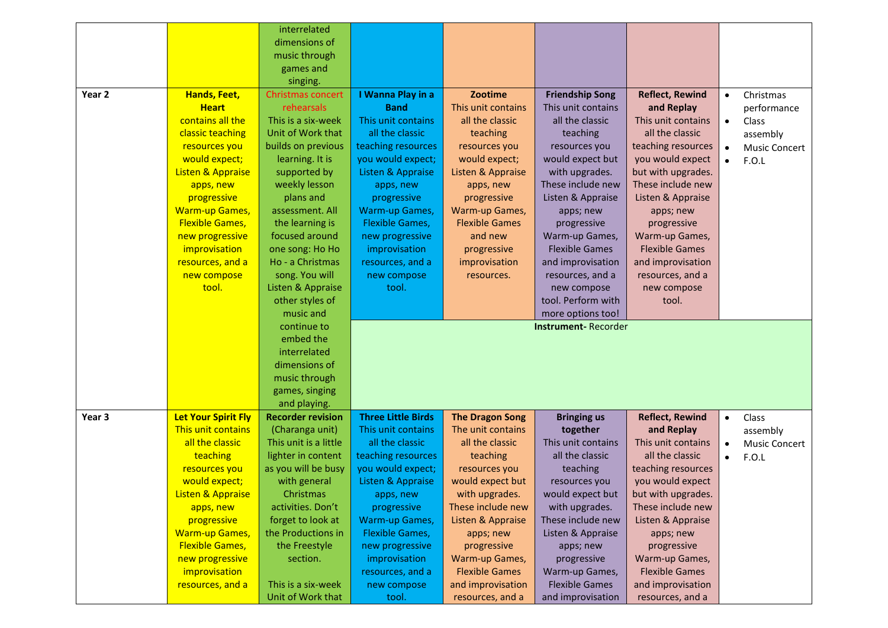| | | | | | | | |
|---|---|---|---|---|---|---|---|
| | | interrelated dimensions of music through games and singing. | | | | | |
| Year 2 | **Hands, Feet, Heart** contains all the classic teaching resources you would expect; Listen & Appraise apps, new progressive Warm-up Games, Flexible Games, new progressive improvisation resources, and a new compose tool. | Christmas concert rehearsals This is a six-week Unit of Work that builds on previous learning. It is supported by weekly lesson plans and assessment. All the learning is focused around one song: Ho Ho Ho - a Christmas song. You will Listen & Appraise other styles of music and continue to embed the interrelated dimensions of music through games, singing and playing. | **I Wanna Play in a Band** This unit contains all the classic teaching resources you would expect; Listen & Appraise apps, new progressive Warm-up Games, Flexible Games, new progressive improvisation resources, and a new compose tool. | **Zootime** This unit contains all the classic teaching resources you would expect; Listen & Appraise apps, new progressive Warm-up Games, Flexible Games and new progressive improvisation resources. | **Friendship Song** This unit contains all the classic teaching resources you would expect but with upgrades. These include new Listen & Appraise apps; new progressive Warm-up Games, Flexible Games and improvisation resources, and a new compose tool. Perform with more options too! | **Reflect, Rewind and Replay** This unit contains all the classic teaching resources you would expect but with upgrades. These include new Listen & Appraise apps; new progressive Warm-up Games, Flexible Games and improvisation resources, and a new compose tool. | • Christmas performance<br>• Class assembly<br>• Music Concert<br>• F.O.L |
| | | | **Instrument**- Recorder | | | | |
| Year 3 | **Let Your Spirit Fly** This unit contains all the classic teaching resources you would expect; Listen & Appraise apps, new progressive Warm-up Games, Flexible Games, new progressive improvisation resources, and a | **Recorder revision** (Charanga unit) This unit is a little lighter in content as you will be busy with general Christmas activities. Don't forget to look at the Productions in the Freestyle section.<br><br>This is a six-week Unit of Work that | **Three Little Birds** This unit contains all the classic teaching resources you would expect; Listen & Appraise apps, new progressive Warm-up Games, Flexible Games, new progressive improvisation resources, and a new compose tool. | **The Dragon Song** The unit contains all the classic teaching resources you would expect but with upgrades. These include new Listen & Appraise apps; new progressive Warm-up Games, Flexible Games and improvisation resources, and a | **Bringing us together** This unit contains all the classic teaching resources you would expect but with upgrades. These include new Listen & Appraise apps; new progressive Warm-up Games, Flexible Games and improvisation | **Reflect, Rewind and Replay** This unit contains all the classic teaching resources you would expect but with upgrades. These include new Listen & Appraise apps; new progressive Warm-up Games, Flexible Games and improvisation resources, and a | • Class assembly<br>• Music Concert<br>• F.O.L |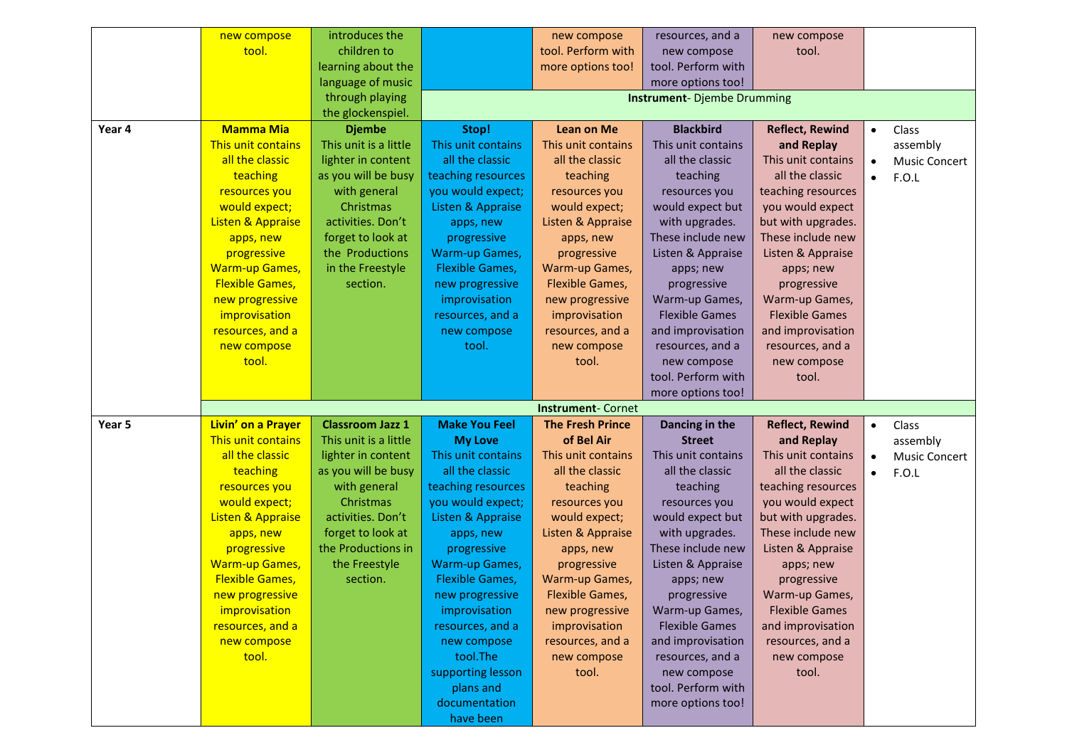|  |  |  |  |  |  |  |  |
|---|---|---|---|---|---|---|---|
|  | new compose tool. | introduces the children to learning about the language of music through playing the glockenspiel. |  | new compose tool. Perform with more options too! | resources, and a new compose tool. Perform with more options too! | new compose tool. |  |
|  |  |  | **Instrument**- Djembe Drumming |  |  |  |  |
| **Year 4** | **Mamma Mia** This unit contains all the classic teaching resources you would expect; Listen & Appraise apps, new progressive Warm-up Games, Flexible Games, new progressive improvisation resources, and a new compose tool. | **Djembe** This unit is a little lighter in content as you will be busy with general Christmas activities. Don't forget to look at the Productions in the Freestyle section. | **Stop!** This unit contains all the classic teaching resources you would expect; Listen & Appraise apps, new progressive Warm-up Games, Flexible Games, new progressive improvisation resources, and a new compose tool. | **Lean on Me** This unit contains all the classic teaching resources you would expect; Listen & Appraise apps, new progressive Warm-up Games, Flexible Games, new progressive improvisation resources, and a new compose tool. | **Blackbird** This unit contains all the classic teaching resources you would expect but with upgrades. These include new Listen & Appraise apps; new progressive Warm-up Games, Flexible Games and improvisation resources, and a new compose tool. Perform with more options too! | **Reflect, Rewind and Replay** This unit contains all the classic teaching resources you would expect but with upgrades. These include new Listen & Appraise apps; new progressive Warm-up Games, Flexible Games and improvisation resources, and a new compose tool. | • Class assembly<br>• Music Concert<br>• F.O.L |
|  | **Instrument**- Cornet |  |  |  |  |  |  |
| **Year 5** | **Livin' on a Prayer** This unit contains all the classic teaching resources you would expect; Listen & Appraise apps, new progressive Warm-up Games, Flexible Games, new progressive improvisation resources, and a new compose tool. | **Classroom Jazz 1** This unit is a little lighter in content as you will be busy with general Christmas activities. Don't forget to look at the Productions in the Freestyle section. | **Make You Feel My Love** This unit contains all the classic teaching resources you would expect; Listen & Appraise apps, new progressive Warm-up Games, Flexible Games, new progressive improvisation resources, and a new compose tool.The supporting lesson plans and documentation have been | **The Fresh Prince of Bel Air** This unit contains all the classic teaching resources you would expect; Listen & Appraise apps, new progressive Warm-up Games, Flexible Games, new progressive improvisation resources, and a new compose tool. | **Dancing in the Street** This unit contains all the classic teaching resources you would expect but with upgrades. These include new Listen & Appraise apps; new progressive Warm-up Games, Flexible Games and improvisation resources, and a new compose tool. Perform with more options too! | **Reflect, Rewind and Replay** This unit contains all the classic teaching resources you would expect but with upgrades. These include new Listen & Appraise apps; new progressive Warm-up Games, Flexible Games and improvisation resources, and a new compose tool. | • Class assembly<br>• Music Concert<br>• F.O.L |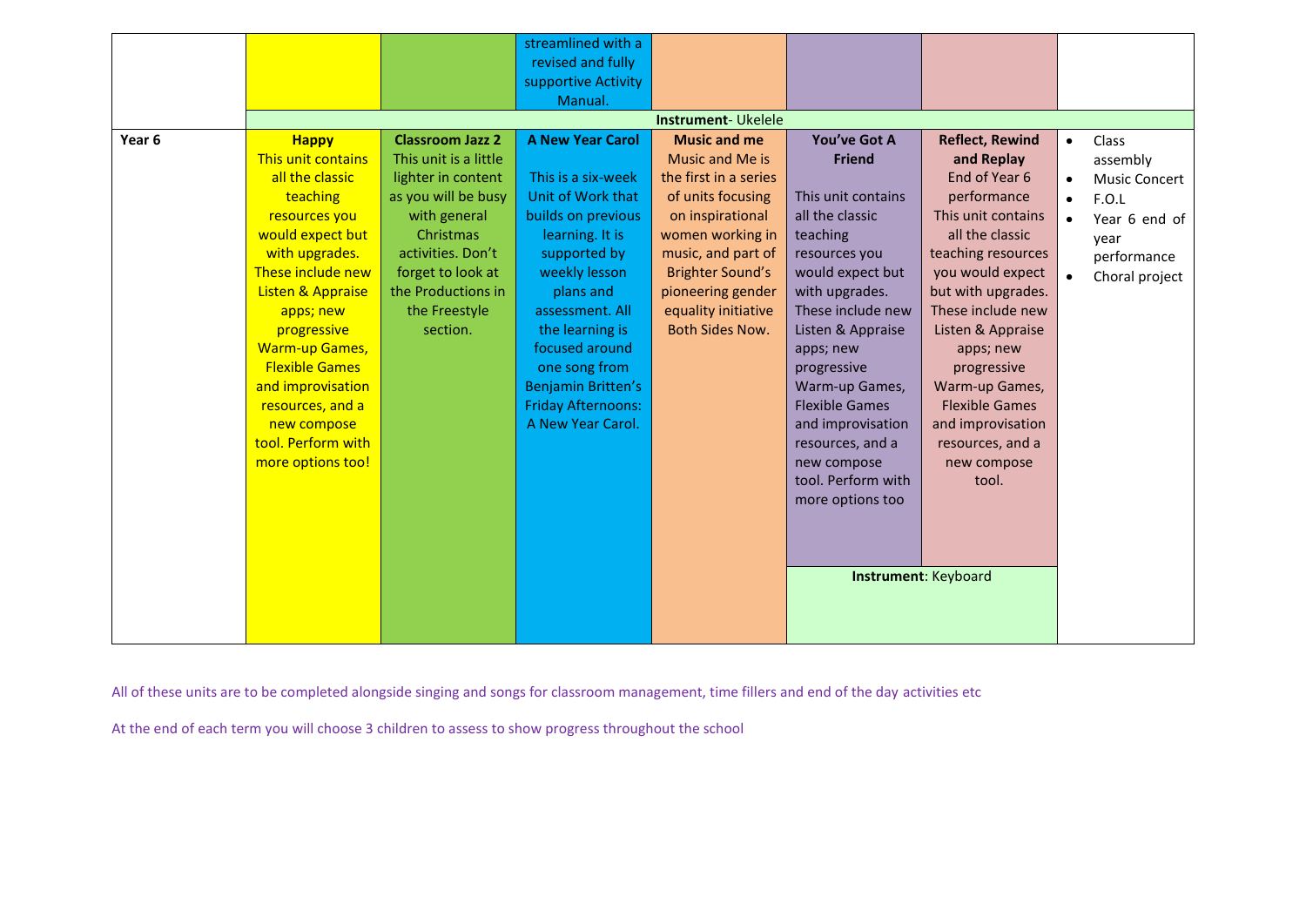| | | | | | | | |
|---|---|---|---|---|---|---|---|
| | | | streamlined with a revised and fully supportive Activity Manual. | | | | |
| | **Instrument**- Ukelele | | | | | | |
| **Year 6** | **Happy** This unit contains all the classic teaching resources you would expect but with upgrades. These include new Listen & Appraise apps; new progressive Warm-up Games, Flexible Games and improvisation resources, and a new compose tool. Perform with more options too! | **Classroom Jazz 2** This unit is a little lighter in content as you will be busy with general Christmas activities. Don't forget to look at the Productions in the Freestyle section. | **A New Year Carol** This is a six-week Unit of Work that builds on previous learning. It is supported by weekly lesson plans and assessment. All the learning is focused around one song from Benjamin Britten's Friday Afternoons: A New Year Carol. | **Music and me** Music and Me is the first in a series of units focusing on inspirational women working in music, and part of Brighter Sound's pioneering gender equality initiative Both Sides Now. | **You've Got A Friend** This unit contains all the classic teaching resources you would expect but with upgrades. These include new Listen & Appraise apps; new progressive Warm-up Games, Flexible Games and improvisation resources, and a new compose tool. Perform with more options too | **Reflect, Rewind and Replay** End of Year 6 performance This unit contains all the classic teaching resources you would expect but with upgrades. These include new Listen & Appraise apps; new progressive Warm-up Games, Flexible Games and improvisation resources, and a new compose tool. | • Class assembly<br>• Music Concert<br>• F.O.L<br>• Year 6 end of year performance<br>• Choral project |
| | | | | | **Instrument**: Keyboard | | |

All of these units are to be completed alongside singing and songs for classroom management, time fillers and end of the day activities etc

At the end of each term you will choose 3 children to assess to show progress throughout the school